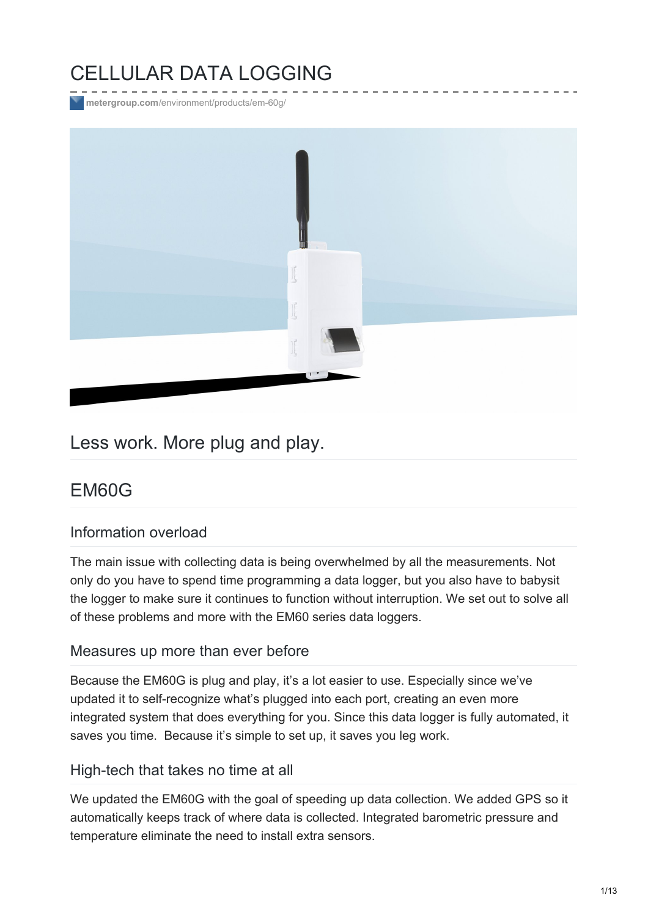# CELLULAR DATA LOGGING

metergroup.com/environment/products/em-60g/

## Less work. More plug and play.

## EM60G

### Information overload

The main issue with collecting data is being overwhelmed by all the measurements. Not only do you have to spend time programming a data logger, but you also have to babysit the logger to make sure it continues to function without interruption. We set out to solve all of these problems and more with the EM60 series data loggers.

### Measures up more than ever before

Because the EM60G is plug and play, it's a lot easier to use. Especially since we've updated it to self-recognize what's plugged into each port, creating an even more integrated system that does everything for you. Since this data logger is fully automated, it saves you time. Because it's simple to set up, it saves you leg work.

### High-tech that takes no time at all

We updated the EM60G with the goal of speeding up data collection. We added GPS so it automatically keeps track of where data is collected. Integrated barometric pressure and temperature eliminate the need to install extra sensors.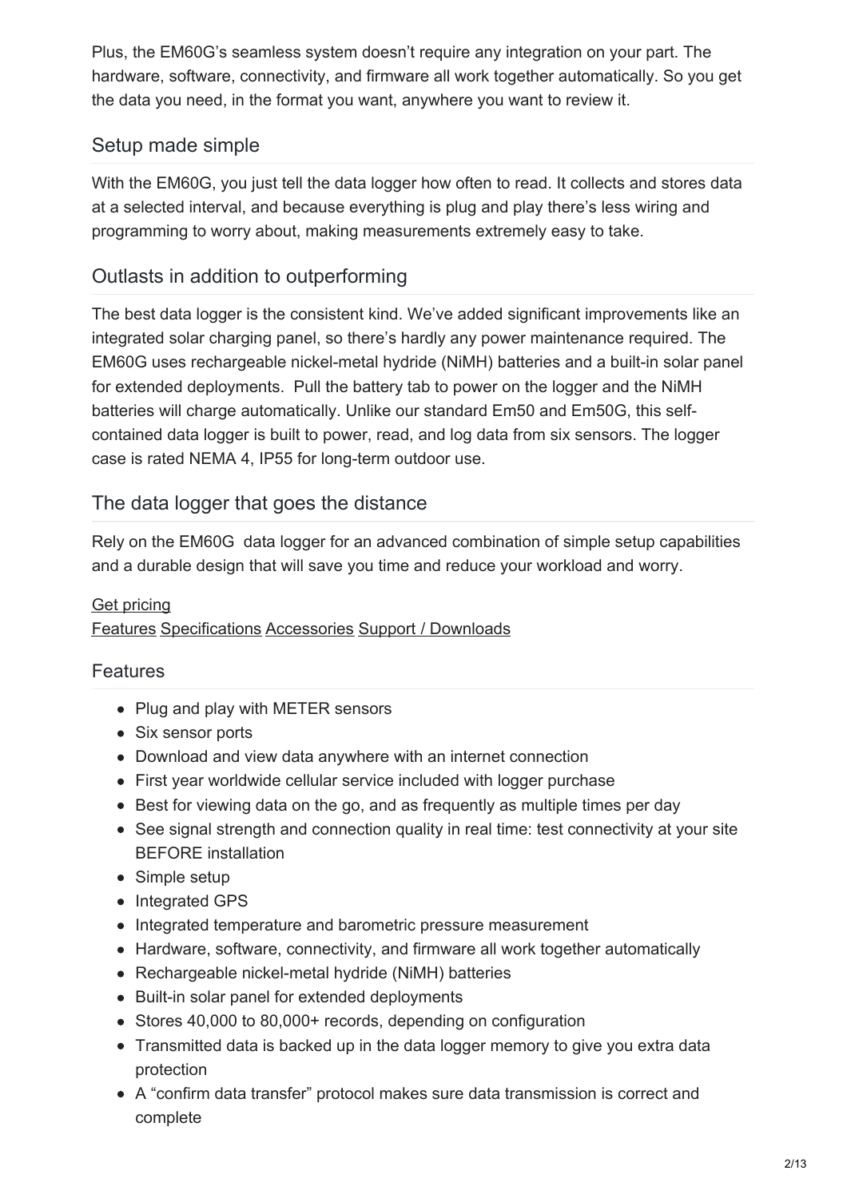Plus, the EM60G's seamless system doesn't require any integration on your part. The hardware, software, connectivity, and firmware all work together automatically. So you get the data you need, in the format you want, anywhere you want to review it.

## Setup made simple

With the EM60G, you just tell the data logger how often to read. It collects and stores data at a selected interval, and because everything is plug and play there's less wiring and programming to worry about, making measurements extremely easy to take.

## Outlasts in addition to outperforming

The best data logger is the consistent kind. We've added significant improvements like an integrated solar charging panel, so there's hardly any power maintenance required. The EM60G uses rechargeable nickel-metal hydride (NiMH) batteries and a built-in solar panel for extended deployments. Pull the battery tab to power on the logger and the NiMH batteries will charge automatically. Unlike our standard Em50 and Em50G, this self-contained data logger is built to power, read, and log data from six sensors. The logger case is rated NEMA 4, IP55 for long-term outdoor use.

## The data logger that goes the distance

Rely on the EM60G data logger for an advanced combination of simple setup capabilities and a durable design that will save you time and reduce your workload and worry.

Get pricing
Features Specifications Accessories Support / Downloads

## Features

- Plug and play with METER sensors
- Six sensor ports
- Download and view data anywhere with an internet connection
- First year worldwide cellular service included with logger purchase
- Best for viewing data on the go, and as frequently as multiple times per day
- See signal strength and connection quality in real time: test connectivity at your site BEFORE installation
- Simple setup
- Integrated GPS
- Integrated temperature and barometric pressure measurement
- Hardware, software, connectivity, and firmware all work together automatically
- Rechargeable nickel-metal hydride (NiMH) batteries
- Built-in solar panel for extended deployments
- Stores 40,000 to 80,000+ records, depending on configuration
- Transmitted data is backed up in the data logger memory to give you extra data protection
- A "confirm data transfer" protocol makes sure data transmission is correct and complete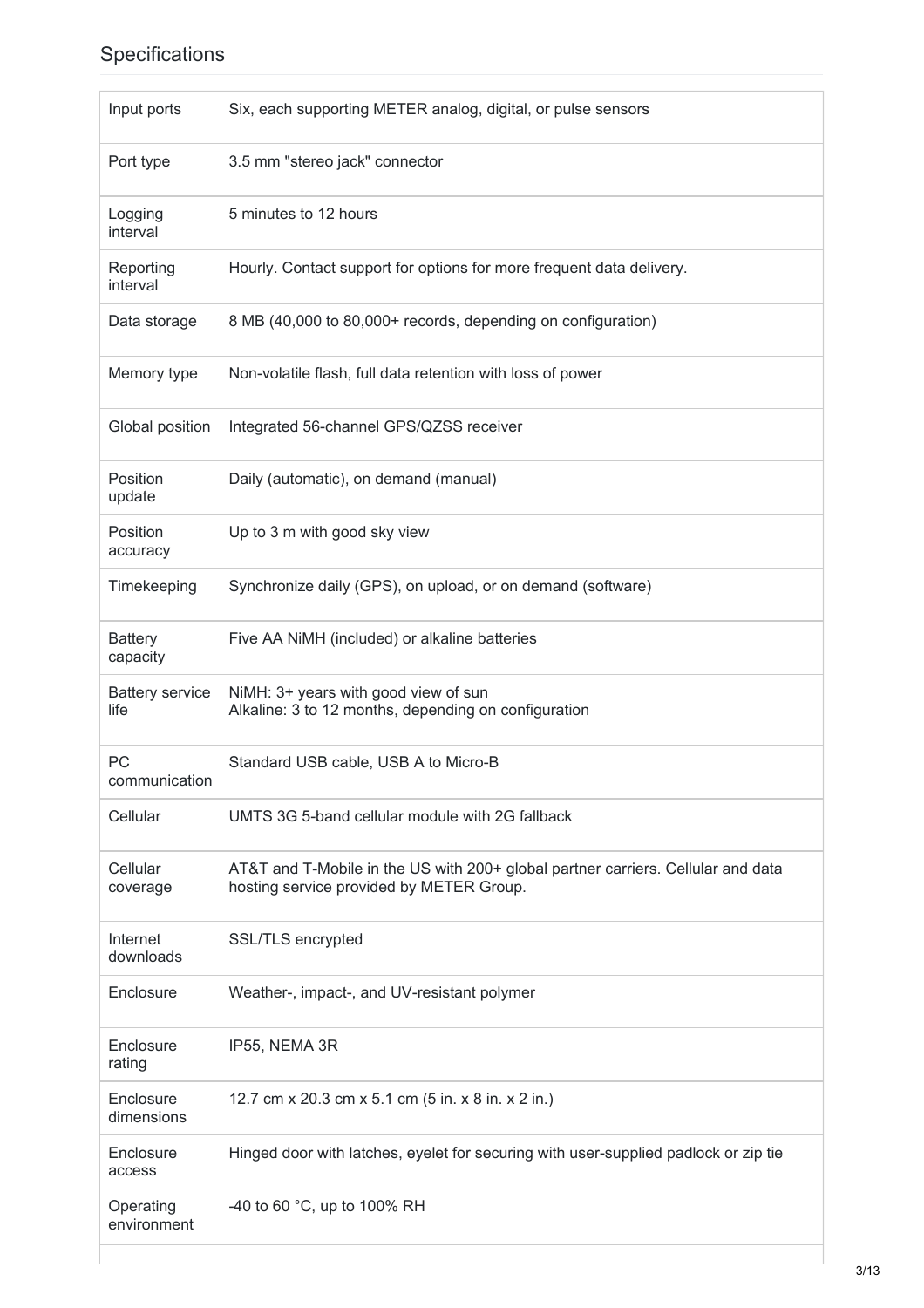## Specifications

| | |
|---|---|
| Input ports | Six, each supporting METER analog, digital, or pulse sensors |
| Port type | 3.5 mm "stereo jack" connector |
| Logging interval | 5 minutes to 12 hours |
| Reporting interval | Hourly. Contact support for options for more frequent data delivery. |
| Data storage | 8 MB (40,000 to 80,000+ records, depending on configuration) |
| Memory type | Non-volatile flash, full data retention with loss of power |
| Global position | Integrated 56-channel GPS/QZSS receiver |
| Position update | Daily (automatic), on demand (manual) |
| Position accuracy | Up to 3 m with good sky view |
| Timekeeping | Synchronize daily (GPS), on upload, or on demand (software) |
| Battery capacity | Five AA NiMH (included) or alkaline batteries |
| Battery service life | NiMH: 3+ years with good view of sun<br>Alkaline: 3 to 12 months, depending on configuration |
| PC communication | Standard USB cable, USB A to Micro-B |
| Cellular | UMTS 3G 5-band cellular module with 2G fallback |
| Cellular coverage | AT&T and T-Mobile in the US with 200+ global partner carriers. Cellular and data hosting service provided by METER Group. |
| Internet downloads | SSL/TLS encrypted |
| Enclosure | Weather-, impact-, and UV-resistant polymer |
| Enclosure rating | IP55, NEMA 3R |
| Enclosure dimensions | 12.7 cm x 20.3 cm x 5.1 cm (5 in. x 8 in. x 2 in.) |
| Enclosure access | Hinged door with latches, eyelet for securing with user-supplied padlock or zip tie |
| Operating environment | -40 to 60 °C, up to 100% RH |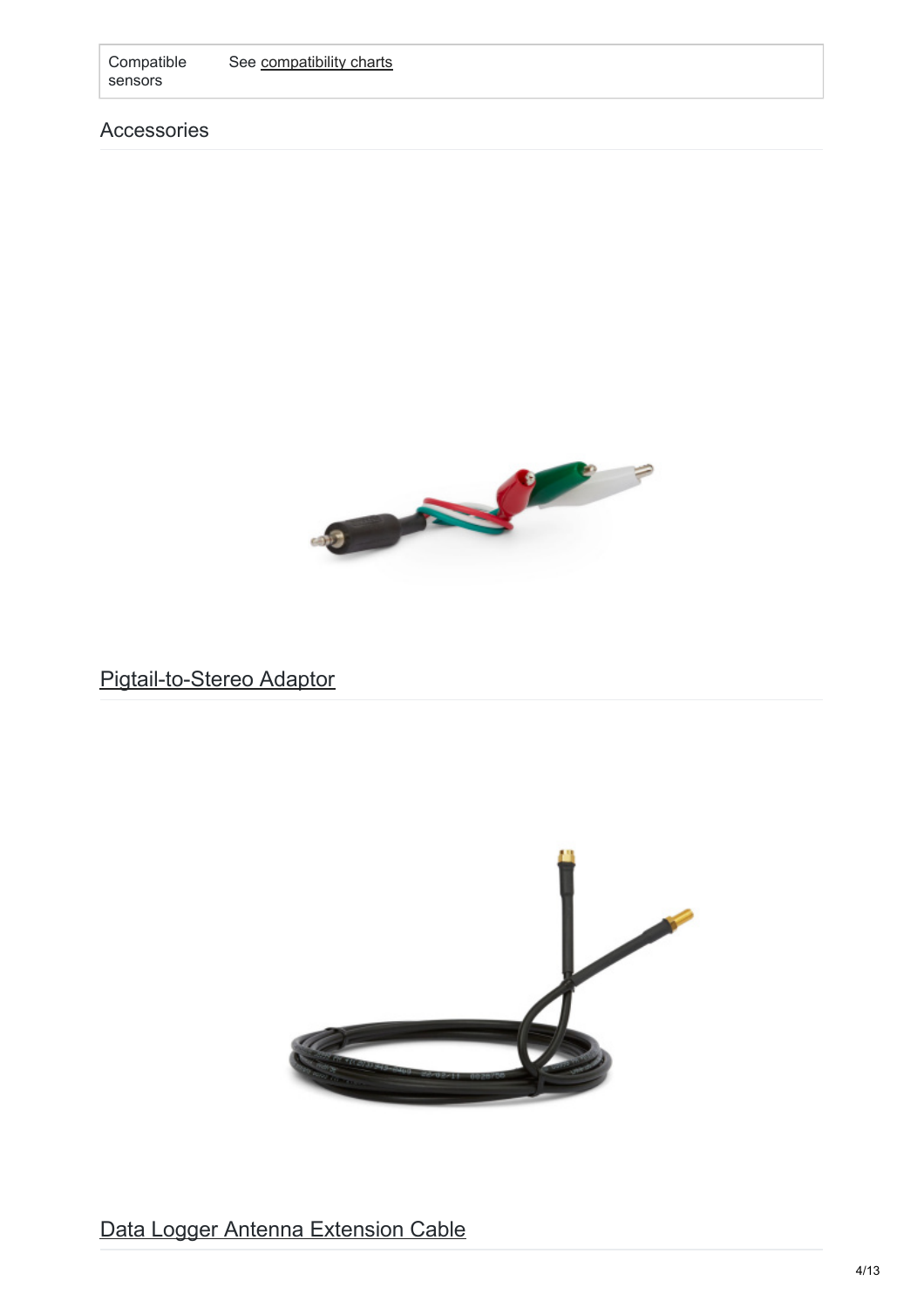| Compatible sensors | See compatibility charts |
| --- | --- |

## Accessories

### Pigtail-to-Stereo Adaptor

### Data Logger Antenna Extension Cable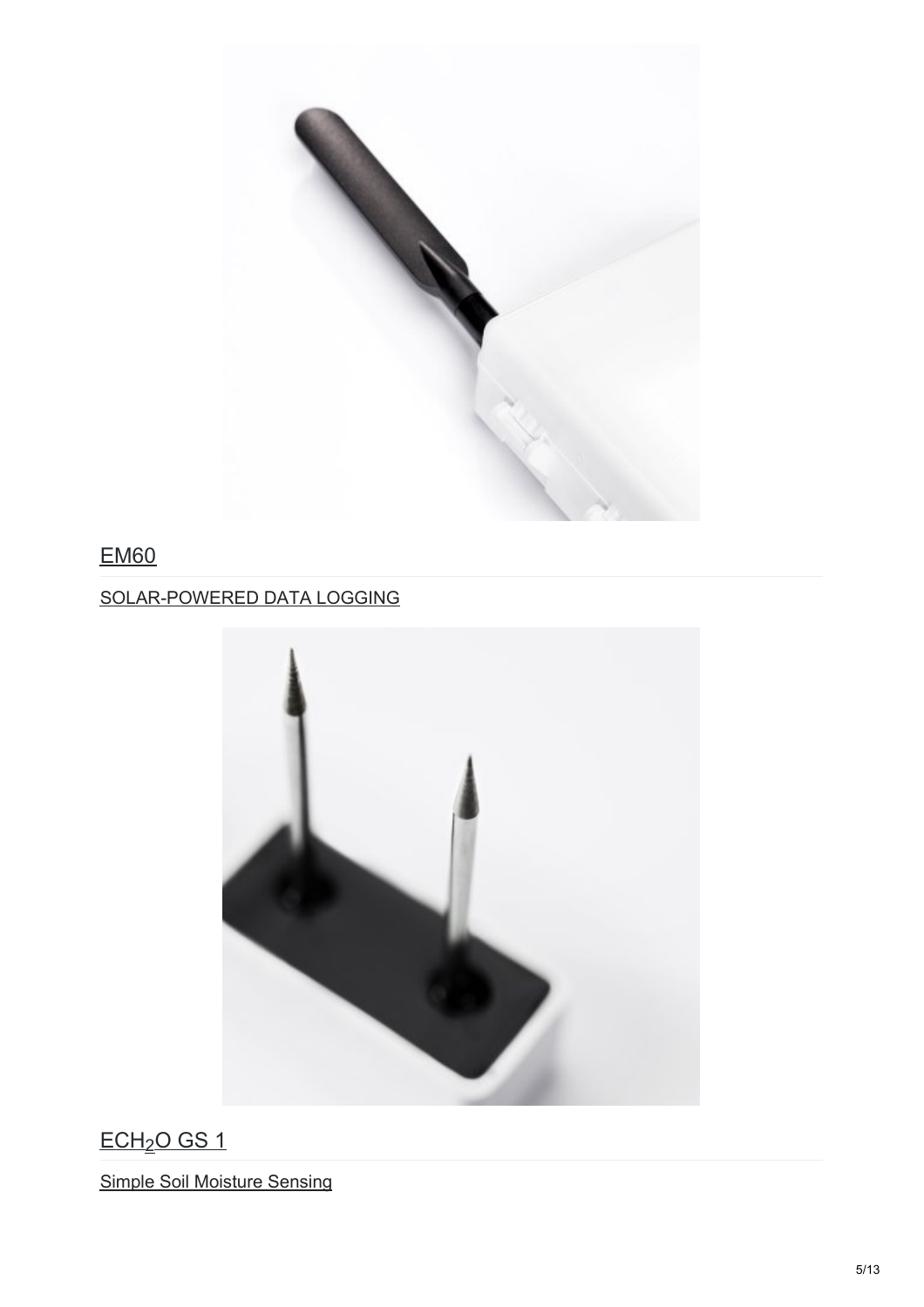## EM60

SOLAR-POWERED DATA LOGGING

## ECH$_2$O GS 1

Simple Soil Moisture Sensing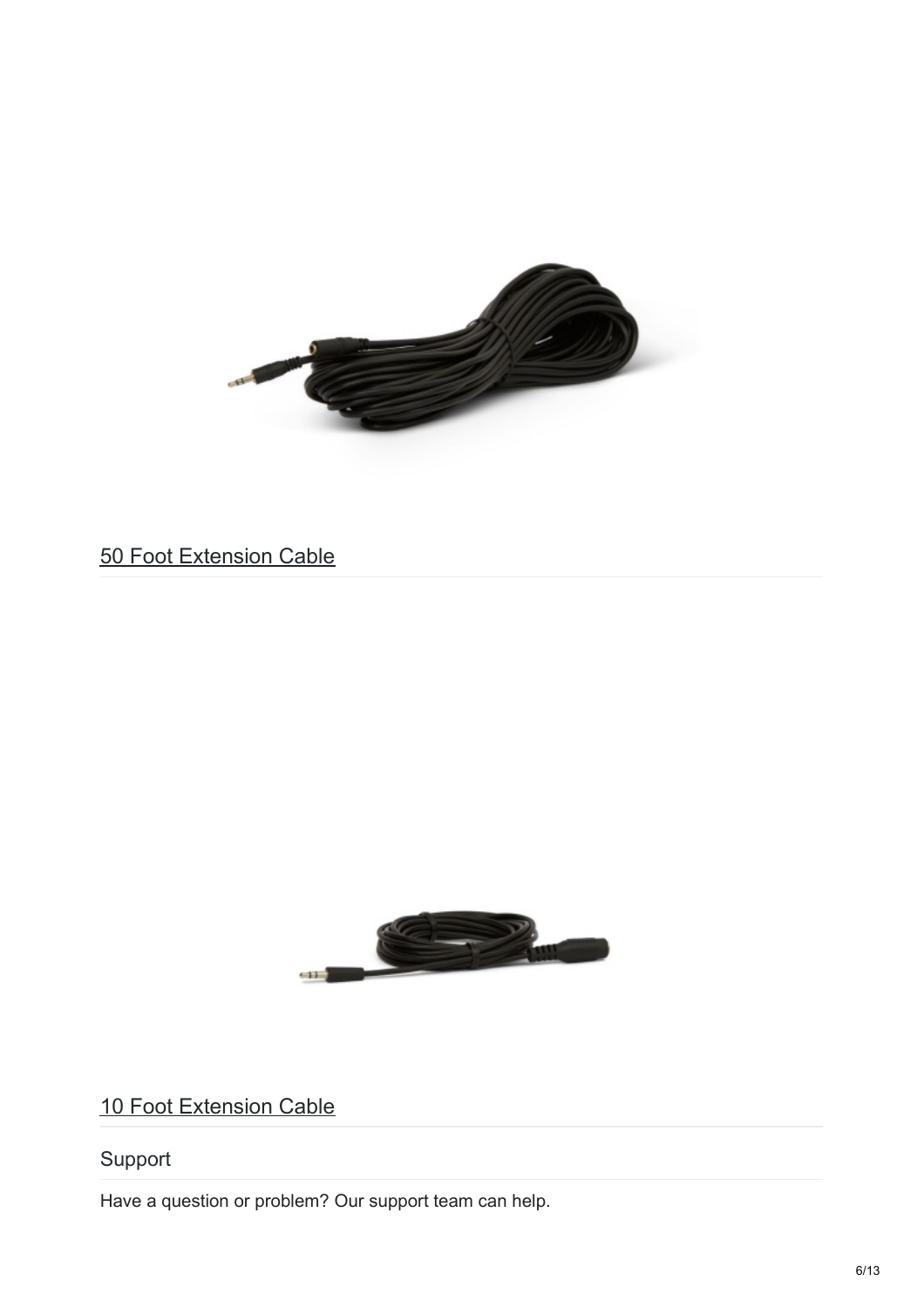[50 Foot Extension Cable]

[10 Foot Extension Cable]

## Support

Have a question or problem? Our support team can help.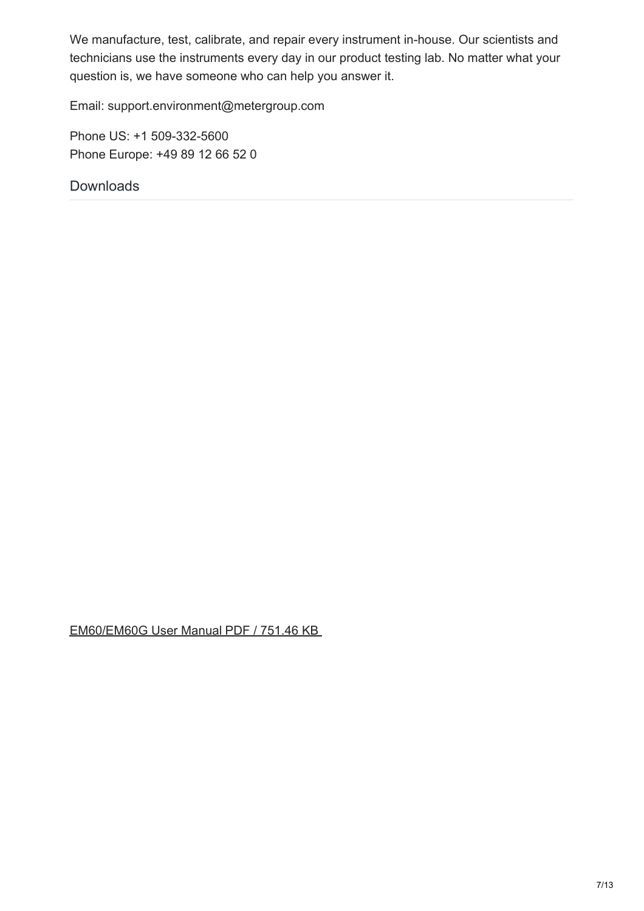We manufacture, test, calibrate, and repair every instrument in-house. Our scientists and technicians use the instruments every day in our product testing lab. No matter what your question is, we have someone who can help you answer it.

Email: support.environment@metergroup.com

Phone US: +1 509-332-5600
Phone Europe: +49 89 12 66 52 0

## Downloads

EM60/EM60G User Manual PDF / 751.46 KB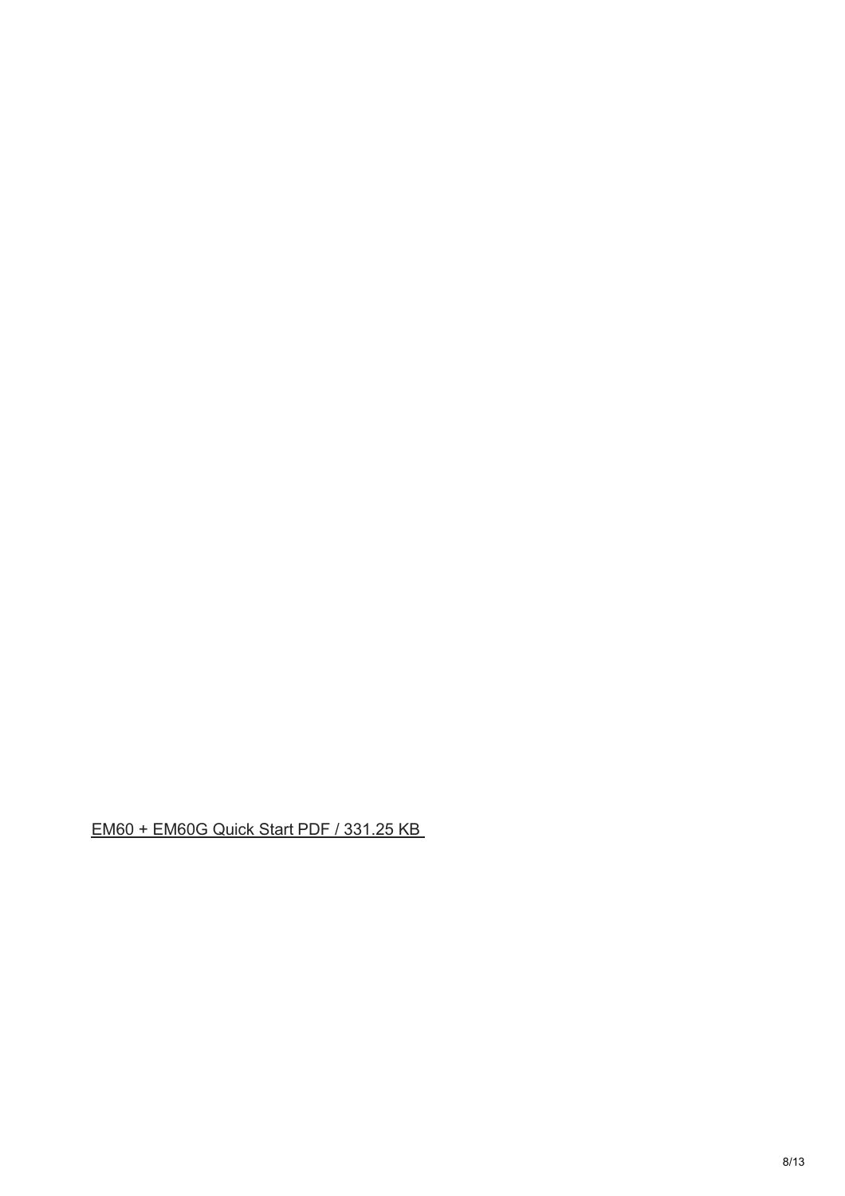EM60 + EM60G Quick Start PDF / 331.25 KB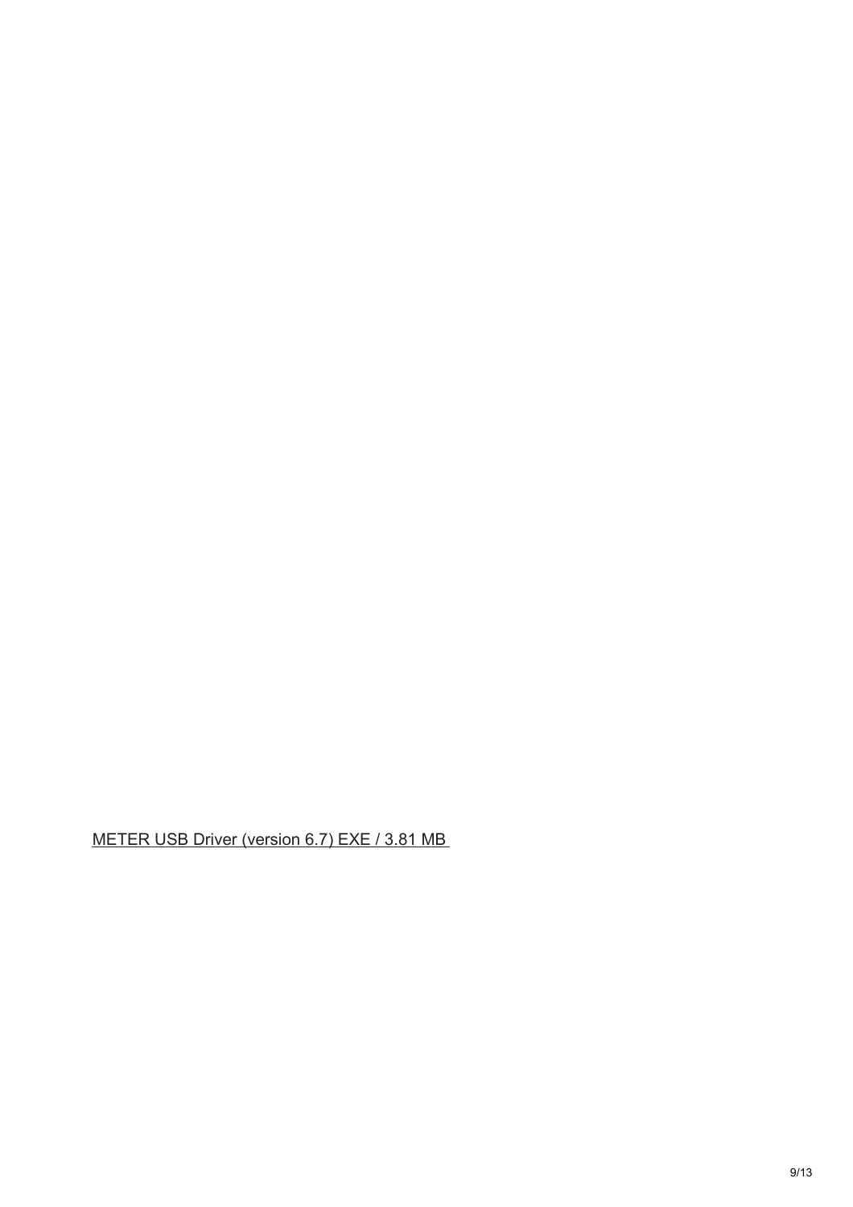METER USB Driver (version 6.7) EXE / 3.81 MB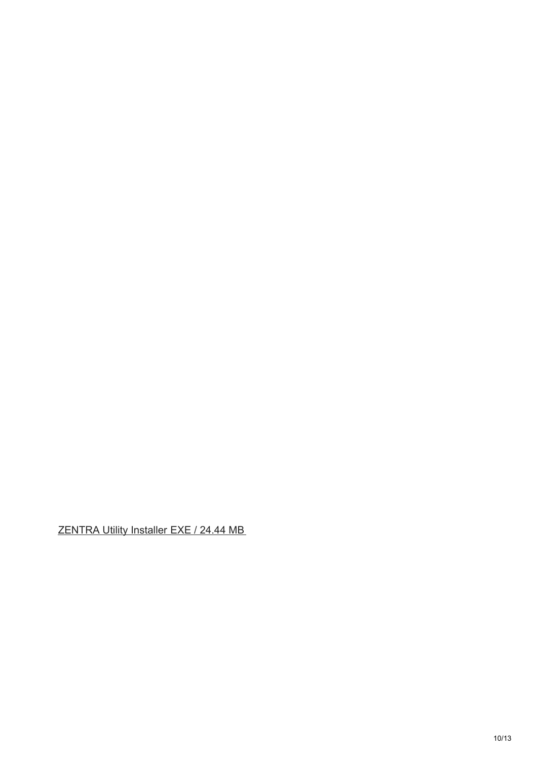[ZENTRA Utility Installer EXE / 24.44 MB]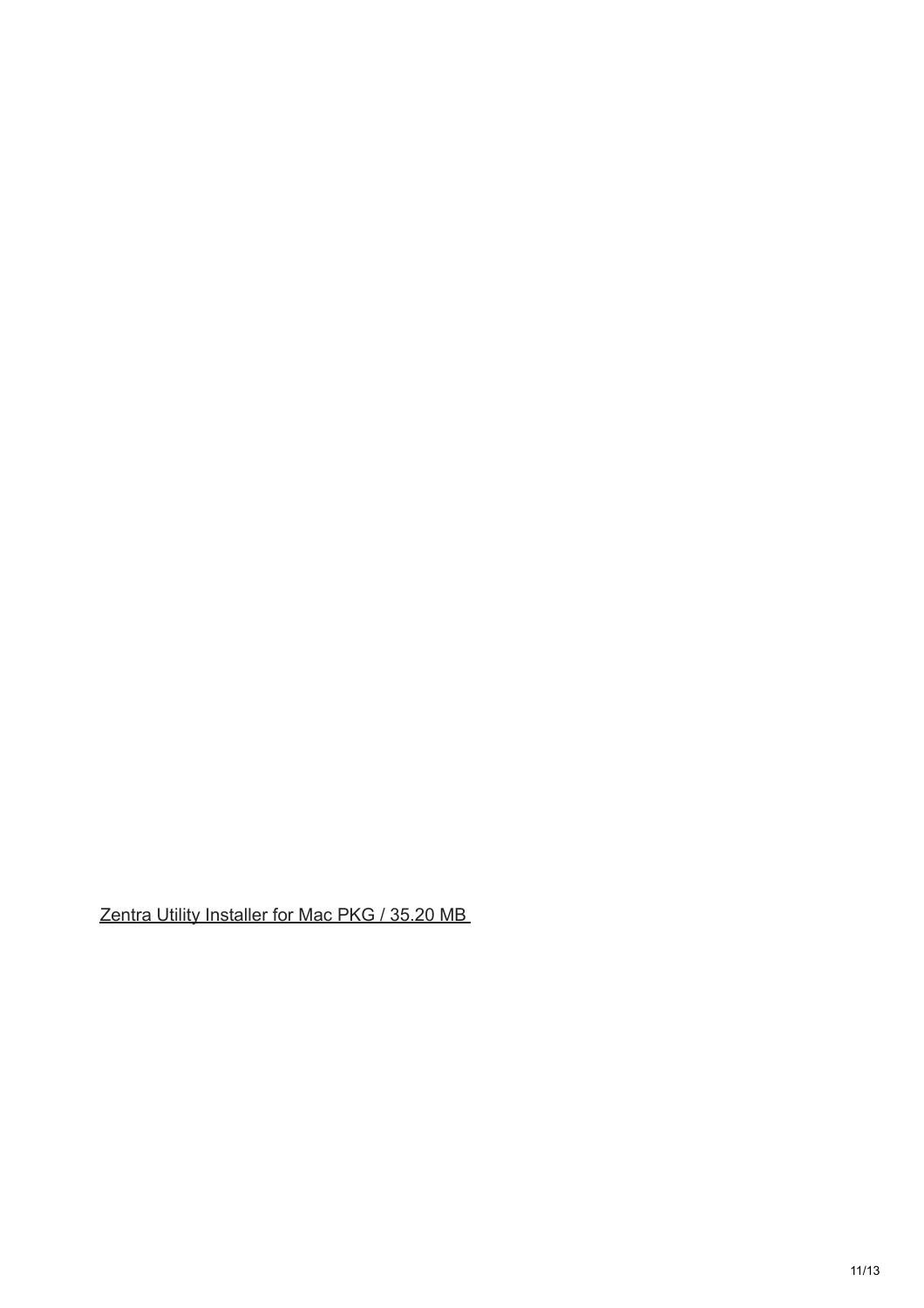Zentra Utility Installer for Mac PKG / 35.20 MB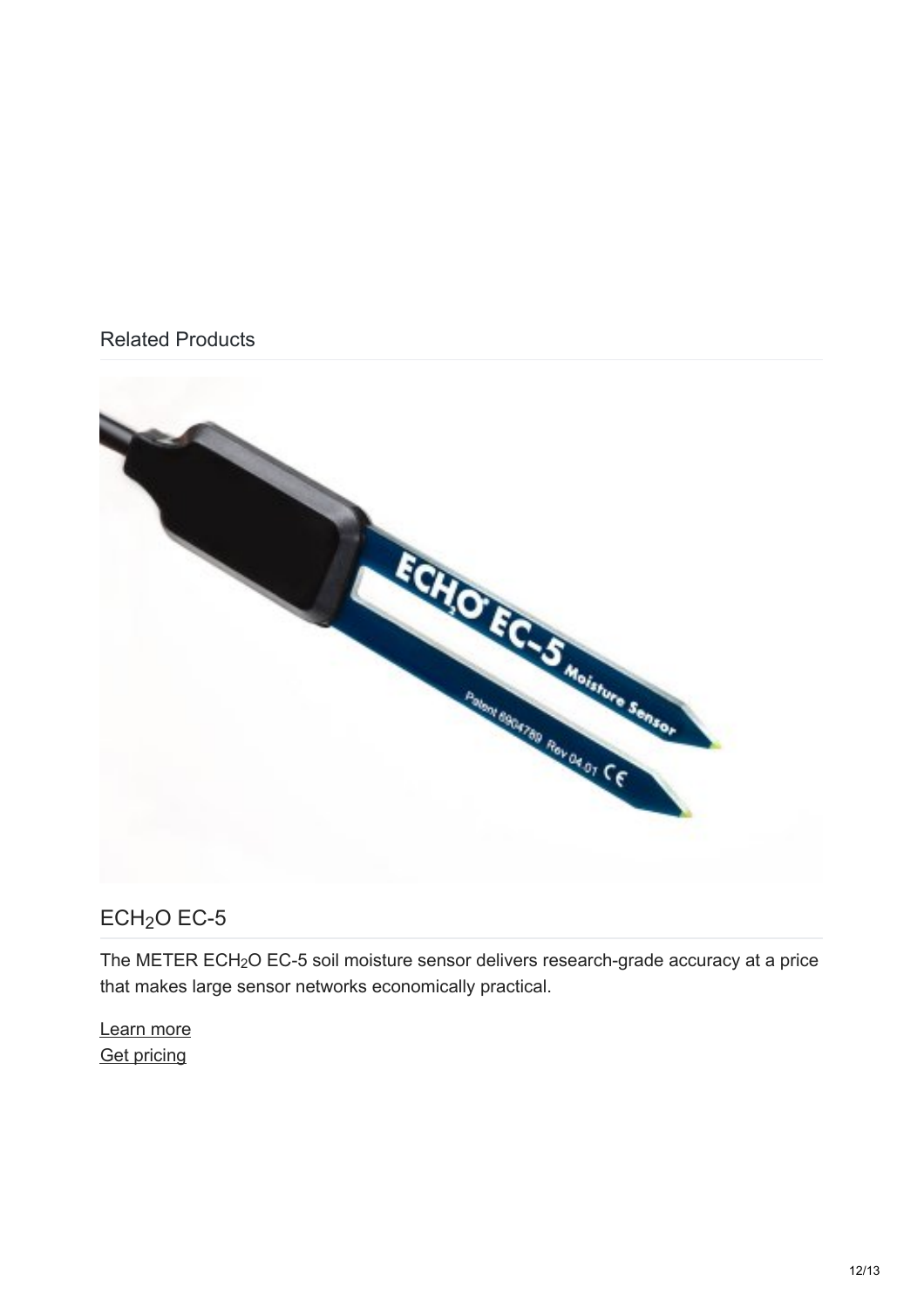## Related Products

### $ECH_2O$ EC-5

The METER $ECH_2O$ EC-5 soil moisture sensor delivers research-grade accuracy at a price that makes large sensor networks economically practical.

Learn more
Get pricing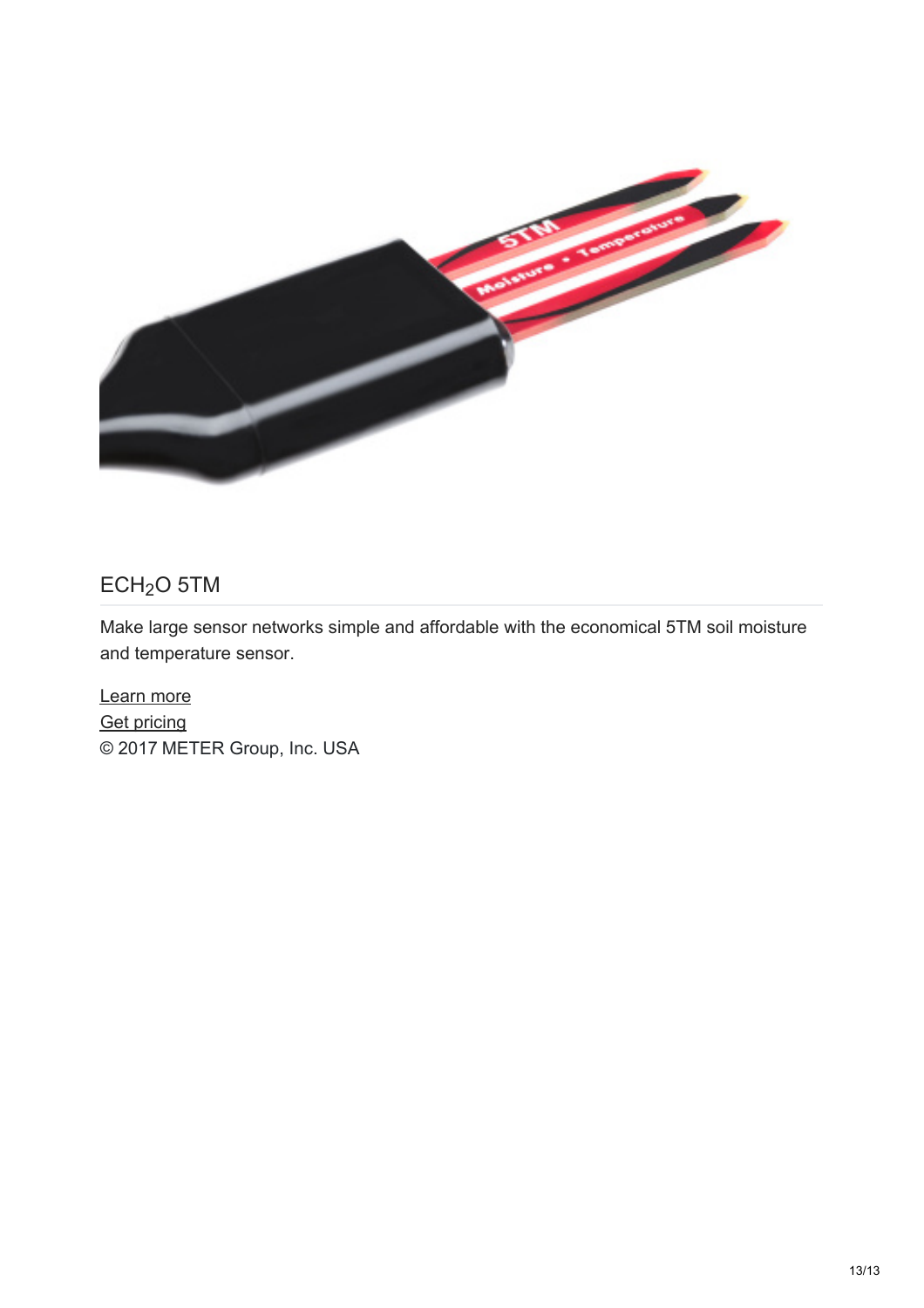## $ECH_2O$ 5TM

Make large sensor networks simple and affordable with the economical 5TM soil moisture and temperature sensor.

Learn more
Get pricing
© 2017 METER Group, Inc. USA